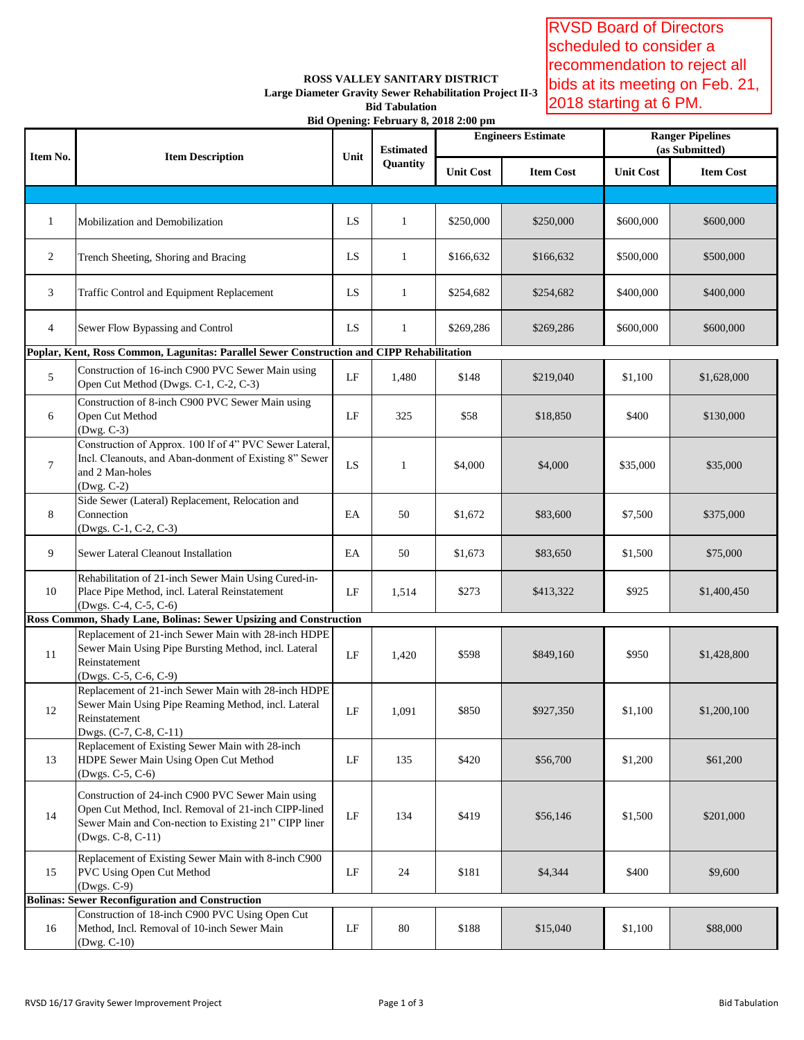RVSD Board of Directors scheduled to consider a recommendation to reject all bids at its meeting on Feb. 21, 2018 starting at 6 PM.

**ROSS VALLEY SANITARY DISTRICT**
**Large Diameter Gravity Sewer Rehabilitation Project II-3**
**Bid Tabulation**
**Bid Opening: February 8, 2018 2:00 pm**

| Item No. | Item Description | Unit | Estimated Quantity | Engineers Estimate | | Ranger Pipelines (as Submitted) | |
|---|---|---|---|---|---|---|---|
| | | | | Unit Cost | Item Cost | Unit Cost | Item Cost |
| 1 | Mobilization and Demobilization | LS | 1 | $250,000 | $250,000 | $600,000 | $600,000 |
| 2 | Trench Sheeting, Shoring and Bracing | LS | 1 | $166,632 | $166,632 | $500,000 | $500,000 |
| 3 | Traffic Control and Equipment Replacement | LS | 1 | $254,682 | $254,682 | $400,000 | $400,000 |
| 4 | Sewer Flow Bypassing and Control | LS | 1 | $269,286 | $269,286 | $600,000 | $600,000 |
| **Poplar, Kent, Ross Common, Lagunitas: Parallel Sewer Construction and CIPP Rehabilitation** | | | | | | | |
| 5 | Construction of 16-inch C900 PVC Sewer Main using Open Cut Method (Dwgs. C-1, C-2, C-3) | LF | 1,480 | $148 | $219,040 | $1,100 | $1,628,000 |
| 6 | Construction of 8-inch C900 PVC Sewer Main using Open Cut Method (Dwg. C-3) | LF | 325 | $58 | $18,850 | $400 | $130,000 |
| 7 | Construction of Approx. 100 lf of 4" PVC Sewer Lateral, Incl. Cleanouts, and Aban-donment of Existing 8" Sewer and 2 Man-holes (Dwg. C-2) | LS | 1 | $4,000 | $4,000 | $35,000 | $35,000 |
| 8 | Side Sewer (Lateral) Replacement, Relocation and Connection (Dwgs. C-1, C-2, C-3) | EA | 50 | $1,672 | $83,600 | $7,500 | $375,000 |
| 9 | Sewer Lateral Cleanout Installation | EA | 50 | $1,673 | $83,650 | $1,500 | $75,000 |
| 10 | Rehabilitation of 21-inch Sewer Main Using Cured-in-Place Pipe Method, incl. Lateral Reinstatement (Dwgs. C-4, C-5, C-6) | LF | 1,514 | $273 | $413,322 | $925 | $1,400,450 |
| **Ross Common, Shady Lane, Bolinas: Sewer Upsizing and Construction** | | | | | | | |
| 11 | Replacement of 21-inch Sewer Main with 28-inch HDPE Sewer Main Using Pipe Bursting Method, incl. Lateral Reinstatement (Dwgs. C-5, C-6, C-9) | LF | 1,420 | $598 | $849,160 | $950 | $1,428,800 |
| 12 | Replacement of 21-inch Sewer Main with 28-inch HDPE Sewer Main Using Pipe Reaming Method, incl. Lateral Reinstatement Dwgs. (C-7, C-8, C-11) | LF | 1,091 | $850 | $927,350 | $1,100 | $1,200,100 |
| 13 | Replacement of Existing Sewer Main with 28-inch HDPE Sewer Main Using Open Cut Method (Dwgs. C-5, C-6) | LF | 135 | $420 | $56,700 | $1,200 | $61,200 |
| 14 | Construction of 24-inch C900 PVC Sewer Main using Open Cut Method, Incl. Removal of 21-inch CIPP-lined Sewer Main and Con-nection to Existing 21" CIPP liner (Dwgs. C-8, C-11) | LF | 134 | $419 | $56,146 | $1,500 | $201,000 |
| 15 | Replacement of Existing Sewer Main with 8-inch C900 PVC Using Open Cut Method (Dwgs. C-9) | LF | 24 | $181 | $4,344 | $400 | $9,600 |
| **Bolinas: Sewer Reconfiguration and Construction** | | | | | | | |
| 16 | Construction of 18-inch C900 PVC Using Open Cut Method, Incl. Removal of 10-inch Sewer Main (Dwg. C-10) | LF | 80 | $188 | $15,040 | $1,100 | $88,000 |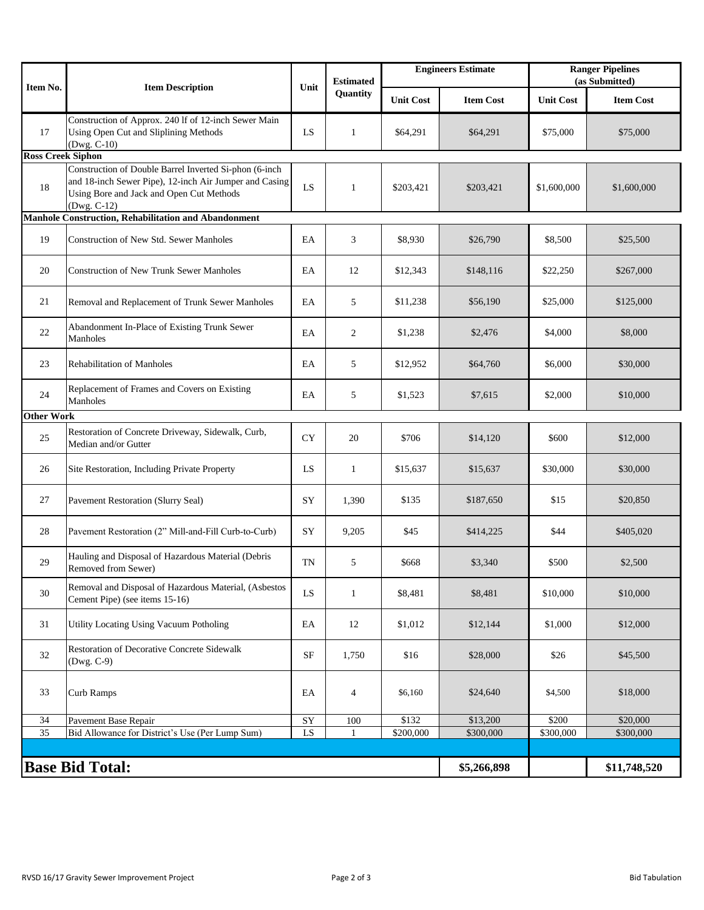| Item No. | Item Description | Unit | Estimated Quantity | Engineers Estimate | | Ranger Pipelines (as Submitted) | |
|---|---|---|---|---|---|---|---|
| | | | | Unit Cost | Item Cost | Unit Cost | Item Cost |
| 17 | Construction of Approx. 240 lf of 12-inch Sewer Main Using Open Cut and Sliplining Methods (Dwg. C-10) | LS | 1 | $64,291 | $64,291 | $75,000 | $75,000 |
| **Ross Creek Siphon** | | | | | | | |
| 18 | Construction of Double Barrel Inverted Si-phon (6-inch and 18-inch Sewer Pipe), 12-inch Air Jumper and Casing Using Bore and Jack and Open Cut Methods (Dwg. C-12) | LS | 1 | $203,421 | $203,421 | $1,600,000 | $1,600,000 |
| **Manhole Construction, Rehabilitation and Abandonment** | | | | | | | |
| 19 | Construction of New Std. Sewer Manholes | EA | 3 | $8,930 | $26,790 | $8,500 | $25,500 |
| 20 | Construction of New Trunk Sewer Manholes | EA | 12 | $12,343 | $148,116 | $22,250 | $267,000 |
| 21 | Removal and Replacement of Trunk Sewer Manholes | EA | 5 | $11,238 | $56,190 | $25,000 | $125,000 |
| 22 | Abandonment In-Place of Existing Trunk Sewer Manholes | EA | 2 | $1,238 | $2,476 | $4,000 | $8,000 |
| 23 | Rehabilitation of Manholes | EA | 5 | $12,952 | $64,760 | $6,000 | $30,000 |
| 24 | Replacement of Frames and Covers on Existing Manholes | EA | 5 | $1,523 | $7,615 | $2,000 | $10,000 |
| **Other Work** | | | | | | | |
| 25 | Restoration of Concrete Driveway, Sidewalk, Curb, Median and/or Gutter | CY | 20 | $706 | $14,120 | $600 | $12,000 |
| 26 | Site Restoration, Including Private Property | LS | 1 | $15,637 | $15,637 | $30,000 | $30,000 |
| 27 | Pavement Restoration (Slurry Seal) | SY | 1,390 | $135 | $187,650 | $15 | $20,850 |
| 28 | Pavement Restoration (2" Mill-and-Fill Curb-to-Curb) | SY | 9,205 | $45 | $414,225 | $44 | $405,020 |
| 29 | Hauling and Disposal of Hazardous Material (Debris Removed from Sewer) | TN | 5 | $668 | $3,340 | $500 | $2,500 |
| 30 | Removal and Disposal of Hazardous Material, (Asbestos Cement Pipe) (see items 15-16) | LS | 1 | $8,481 | $8,481 | $10,000 | $10,000 |
| 31 | Utility Locating Using Vacuum Potholing | EA | 12 | $1,012 | $12,144 | $1,000 | $12,000 |
| 32 | Restoration of Decorative Concrete Sidewalk (Dwg. C-9) | SF | 1,750 | $16 | $28,000 | $26 | $45,500 |
| 33 | Curb Ramps | EA | 4 | $6,160 | $24,640 | $4,500 | $18,000 |
| 34 | Pavement Base Repair | SY | 100 | $132 | $13,200 | $200 | $20,000 |
| 35 | Bid Allowance for District's Use (Per Lump Sum) | LS | 1 | $200,000 | $300,000 | $300,000 | $300,000 |
| | | | | | | | |
| **Base Bid Total:** | | | | | **$5,266,898** | | **$11,748,520** |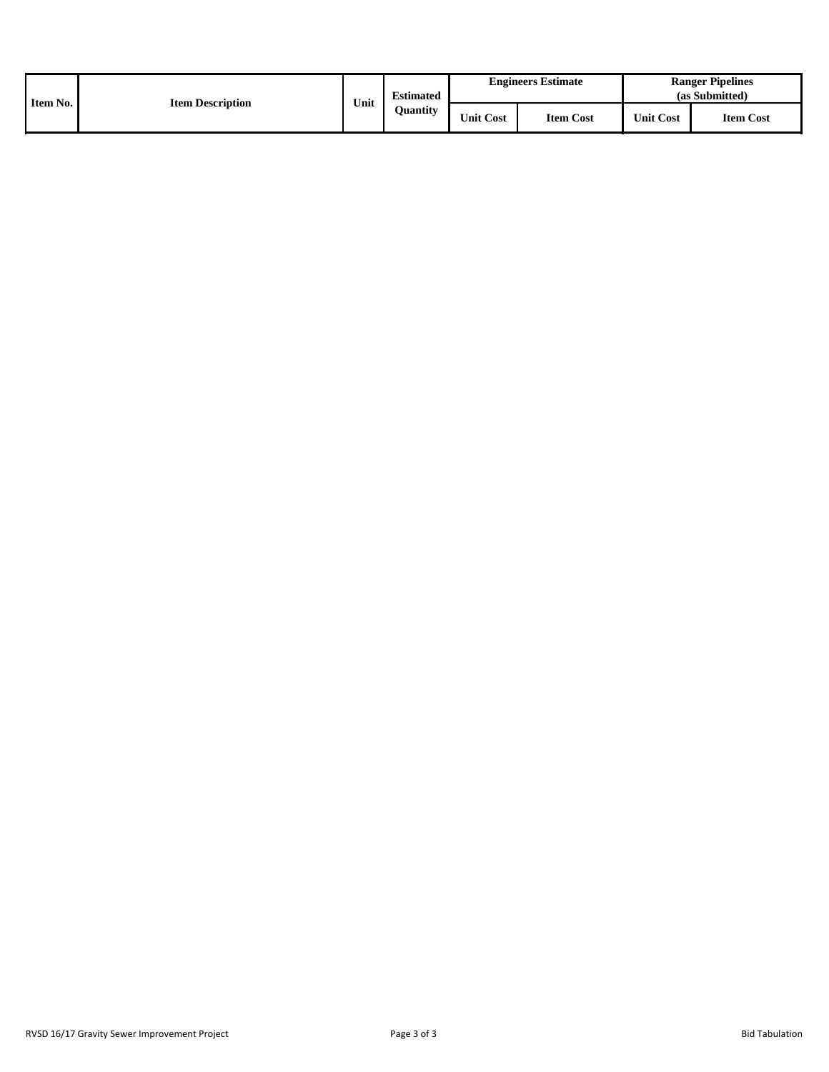| Item No. | Item Description | Unit | Estimated Quantity | Engineers Estimate | | Ranger Pipelines (as Submitted) | |
|---|---|---|---|---|---|---|---|
| | | | | Unit Cost | Item Cost | Unit Cost | Item Cost |